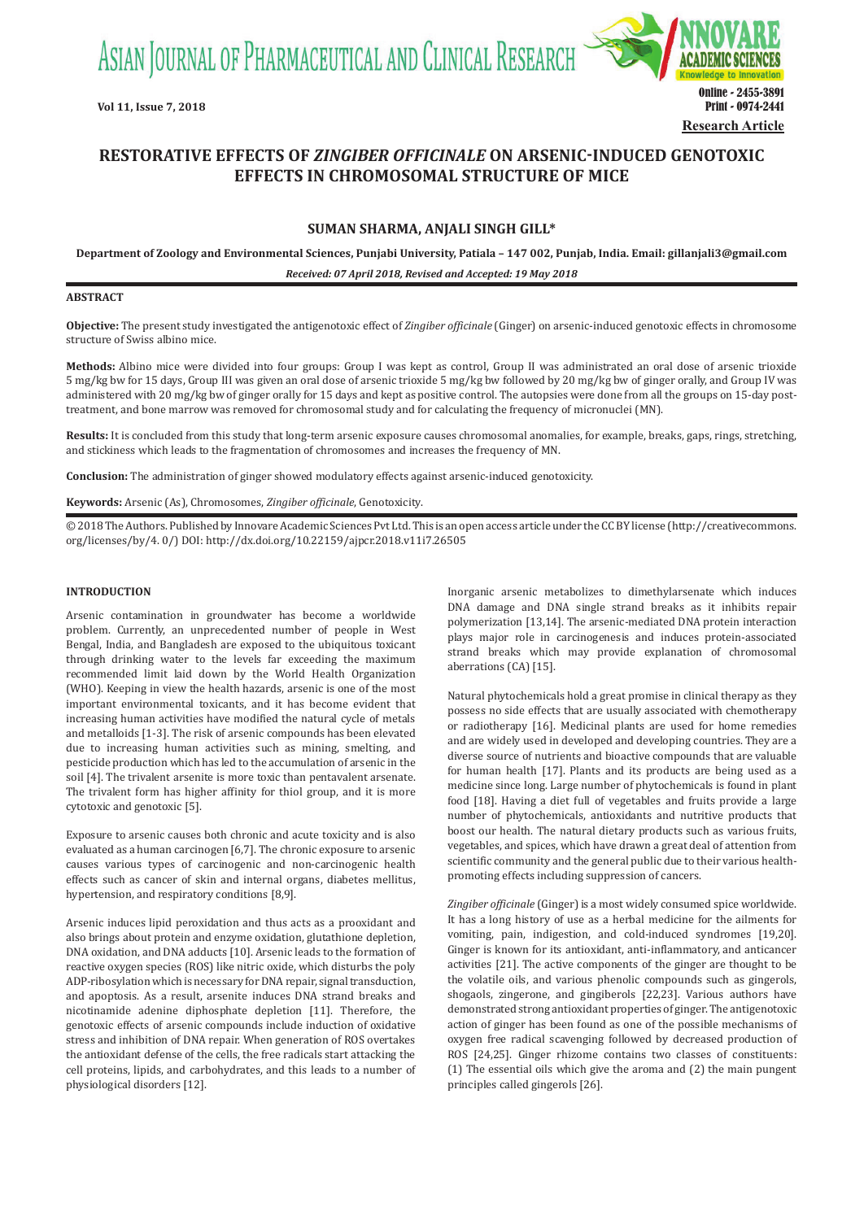Research Article

# RESTORATIVE EFFECTS OF *ZINGIBER OFFICINALE* ON ARSENIC-INDUCED GENOTOXIC EFFECTS IN CHROMOSOMAL STRUCTURE OF MICE

**SUMAN SHARMA, ANJALI SINGH GILL***

**Department of Zoology and Environmental Sciences, Punjabi University, Patiala – 147 002, Punjab, India. Email: gillanjali3@gmail.com**

***Received: 07 April 2018, Revised and Accepted: 19 May 2018***

## ABSTRACT

**Objective:** The present study investigated the antigenotoxic effect of *Zingiber officinale* (Ginger) on arsenic-induced genotoxic effects in chromosome structure of Swiss albino mice.

**Methods:** Albino mice were divided into four groups: Group I was kept as control, Group II was administrated an oral dose of arsenic trioxide 5 mg/kg bw for 15 days, Group III was given an oral dose of arsenic trioxide 5 mg/kg bw followed by 20 mg/kg bw of ginger orally, and Group IV was administered with 20 mg/kg bw of ginger orally for 15 days and kept as positive control. The autopsies were done from all the groups on 15-day post-treatment, and bone marrow was removed for chromosomal study and for calculating the frequency of micronuclei (MN).

**Results:** It is concluded from this study that long-term arsenic exposure causes chromosomal anomalies, for example, breaks, gaps, rings, stretching, and stickiness which leads to the fragmentation of chromosomes and increases the frequency of MN.

**Conclusion:** The administration of ginger showed modulatory effects against arsenic-induced genotoxicity.

**Keywords:** Arsenic (As), Chromosomes, *Zingiber officinale*, Genotoxicity.

© 2018 The Authors. Published by Innovare Academic Sciences Pvt Ltd. This is an open access article under the CC BY license (http://creativecommons.org/licenses/by/4. 0/) DOI: http://dx.doi.org/10.22159/ajpcr.2018.v11i7.26505

## INTRODUCTION

Arsenic contamination in groundwater has become a worldwide problem. Currently, an unprecedented number of people in West Bengal, India, and Bangladesh are exposed to the ubiquitous toxicant through drinking water to the levels far exceeding the maximum recommended limit laid down by the World Health Organization (WHO). Keeping in view the health hazards, arsenic is one of the most important environmental toxicants, and it has become evident that increasing human activities have modified the natural cycle of metals and metalloids [1-3]. The risk of arsenic compounds has been elevated due to increasing human activities such as mining, smelting, and pesticide production which has led to the accumulation of arsenic in the soil [4]. The trivalent arsenite is more toxic than pentavalent arsenate. The trivalent form has higher affinity for thiol group, and it is more cytotoxic and genotoxic [5].

Exposure to arsenic causes both chronic and acute toxicity and is also evaluated as a human carcinogen [6,7]. The chronic exposure to arsenic causes various types of carcinogenic and non-carcinogenic health effects such as cancer of skin and internal organs, diabetes mellitus, hypertension, and respiratory conditions [8,9].

Arsenic induces lipid peroxidation and thus acts as a prooxidant and also brings about protein and enzyme oxidation, glutathione depletion, DNA oxidation, and DNA adducts [10]. Arsenic leads to the formation of reactive oxygen species (ROS) like nitric oxide, which disturbs the poly ADP-ribosylation which is necessary for DNA repair, signal transduction, and apoptosis. As a result, arsenite induces DNA strand breaks and nicotinamide adenine diphosphate depletion [11]. Therefore, the genotoxic effects of arsenic compounds include induction of oxidative stress and inhibition of DNA repair. When generation of ROS overtakes the antioxidant defense of the cells, the free radicals start attacking the cell proteins, lipids, and carbohydrates, and this leads to a number of physiological disorders [12].

Inorganic arsenic metabolizes to dimethylarsenate which induces DNA damage and DNA single strand breaks as it inhibits repair polymerization [13,14]. The arsenic-mediated DNA protein interaction plays major role in carcinogenesis and induces protein-associated strand breaks which may provide explanation of chromosomal aberrations (CA) [15].

Natural phytochemicals hold a great promise in clinical therapy as they possess no side effects that are usually associated with chemotherapy or radiotherapy [16]. Medicinal plants are used for home remedies and are widely used in developed and developing countries. They are a diverse source of nutrients and bioactive compounds that are valuable for human health [17]. Plants and its products are being used as a medicine since long. Large number of phytochemicals is found in plant food [18]. Having a diet full of vegetables and fruits provide a large number of phytochemicals, antioxidants and nutritive products that boost our health. The natural dietary products such as various fruits, vegetables, and spices, which have drawn a great deal of attention from scientific community and the general public due to their various health-promoting effects including suppression of cancers.

*Zingiber officinale* (Ginger) is a most widely consumed spice worldwide. It has a long history of use as a herbal medicine for the ailments for vomiting, pain, indigestion, and cold-induced syndromes [19,20]. Ginger is known for its antioxidant, anti-inflammatory, and anticancer activities [21]. The active components of the ginger are thought to be the volatile oils, and various phenolic compounds such as gingerols, shogaols, zingerone, and gingiberols [22,23]. Various authors have demonstrated strong antioxidant properties of ginger. The antigenotoxic action of ginger has been found as one of the possible mechanisms of oxygen free radical scavenging followed by decreased production of ROS [24,25]. Ginger rhizome contains two classes of constituents: (1) The essential oils which give the aroma and (2) the main pungent principles called gingerols [26].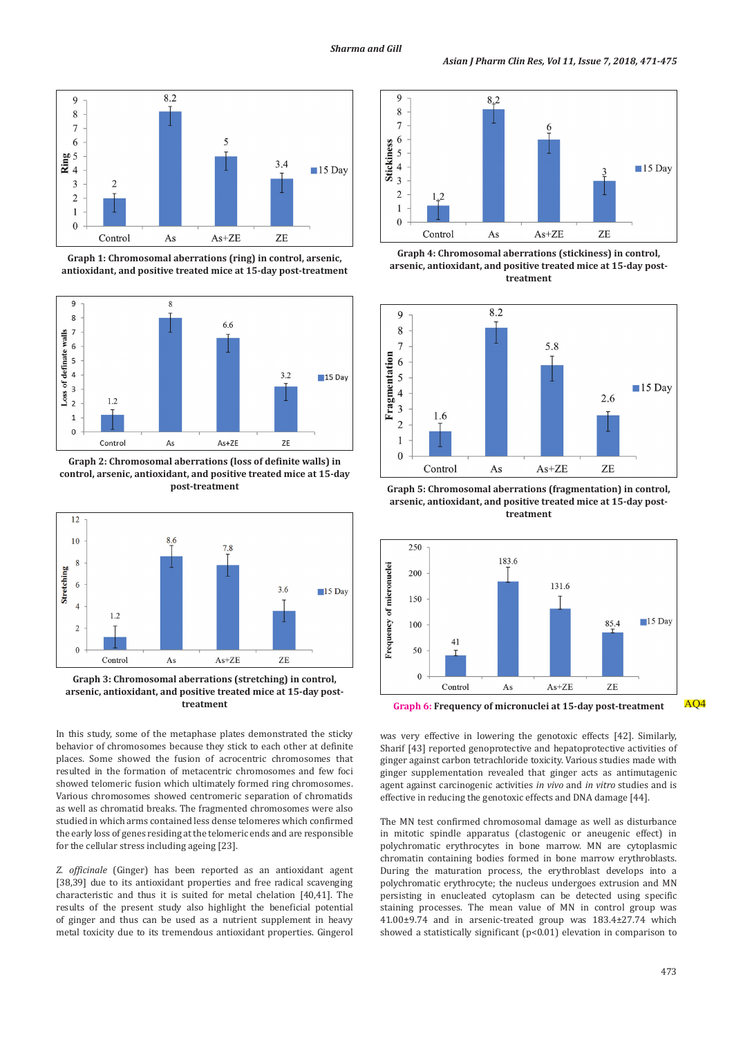Graph 1: Chromosomal aberrations (ring) in control, arsenic, antioxidant, and positive treated mice at 15-day post-treatment

Graph 2: Chromosomal aberrations (loss of definite walls) in control, arsenic, antioxidant, and positive treated mice at 15-day post-treatment

Graph 3: Chromosomal aberrations (stretching) in control, arsenic, antioxidant, and positive treated mice at 15-day post-treatment

Graph 4: Chromosomal aberrations (stickiness) in control, arsenic, antioxidant, and positive treated mice at 15-day post-treatment

Graph 5: Chromosomal aberrations (fragmentation) in control, arsenic, antioxidant, and positive treated mice at 15-day post-treatment

Graph 6: Frequency of micronuclei at 15-day post-treatment

In this study, some of the metaphase plates demonstrated the sticky behavior of chromosomes because they stick to each other at definite places. Some showed the fusion of acrocentric chromosomes that resulted in the formation of metacentric chromosomes and few foci showed telomeric fusion which ultimately formed ring chromosomes. Various chromosomes showed centromeric separation of chromatids as well as chromatid breaks. The fragmented chromosomes were also studied in which arms contained less dense telomeres which confirmed the early loss of genes residing at the telomeric ends and are responsible for the cellular stress including ageing [23].

*Z. officinale* (Ginger) has been reported as an antioxidant agent [38,39] due to its antioxidant properties and free radical scavenging characteristic and thus it is suited for metal chelation [40,41]. The results of the present study also highlight the beneficial potential of ginger and thus can be used as a nutrient supplement in heavy metal toxicity due to its tremendous antioxidant properties. Gingerol was very effective in lowering the genotoxic effects [42]. Similarly, Sharif [43] reported genoprotective and hepatoprotective activities of ginger against carbon tetrachloride toxicity. Various studies made with ginger supplementation revealed that ginger acts as antimutagenic agent against carcinogenic activities *in vivo* and *in vitro* studies and is effective in reducing the genotoxic effects and DNA damage [44].

The MN test confirmed chromosomal damage as well as disturbance in mitotic spindle apparatus (clastogenic or aneugenic effect) in polychromatic erythrocytes in bone marrow. MN are cytoplasmic chromatin containing bodies formed in bone marrow erythroblasts. During the maturation process, the erythroblast develops into a polychromatic erythrocyte; the nucleus undergoes extrusion and MN persisting in enucleated cytoplasm can be detected using specific staining processes. The mean value of MN in control group was 41.00±9.74 and in arsenic-treated group was 183.4±27.74 which showed a statistically significant ($p<0.01$) elevation in comparison to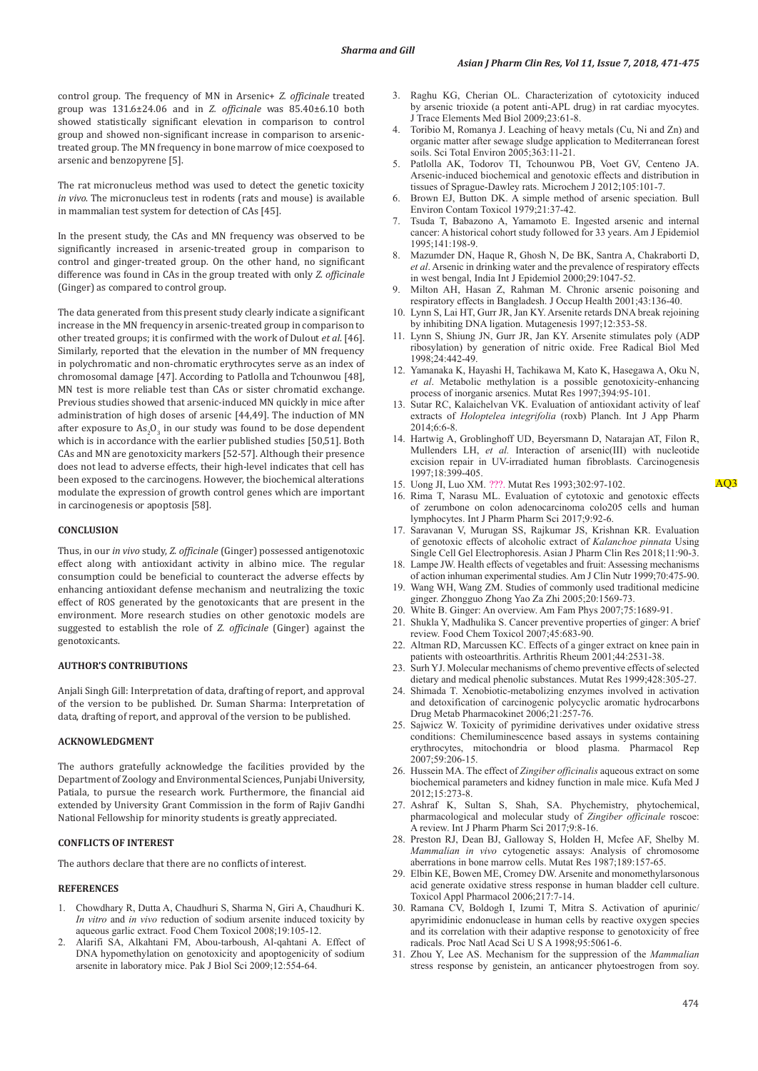control group. The frequency of MN in Arsenic+ *Z. officinale* treated group was 131.6±24.06 and in *Z. officinale* was 85.40±6.10 both showed statistically significant elevation in comparison to control group and showed non-significant increase in comparison to arsenic-treated group. The MN frequency in bone marrow of mice coexposed to arsenic and benzopyrene [5].

The rat micronucleus method was used to detect the genetic toxicity *in vivo*. The micronucleus test in rodents (rats and mouse) is available in mammalian test system for detection of CAs [45].

In the present study, the CAs and MN frequency was observed to be significantly increased in arsenic-treated group in comparison to control and ginger-treated group. On the other hand, no significant difference was found in CAs in the group treated with only *Z. officinale* (Ginger) as compared to control group.

The data generated from this present study clearly indicate a significant increase in the MN frequency in arsenic-treated group in comparison to other treated groups; it is confirmed with the work of Dulout *et al*. [46]. Similarly, reported that the elevation in the number of MN frequency in polychromatic and non-chromatic erythrocytes serve as an index of chromosomal damage [47]. According to Patlolla and Tchounwou [48], MN test is more reliable test than CAs or sister chromatid exchange. Previous studies showed that arsenic-induced MN quickly in mice after administration of high doses of arsenic [44,49]. The induction of MN after exposure to $As_2O_3$ in our study was found to be dose dependent which is in accordance with the earlier published studies [50,51]. Both CAs and MN are genotoxicity markers [52-57]. Although their presence does not lead to adverse effects, their high-level indicates that cell has been exposed to the carcinogens. However, the biochemical alterations modulate the expression of growth control genes which are important in carcinogenesis or apoptosis [58].

## CONCLUSION

Thus, in our *in vivo* study, *Z. officinale* (Ginger) possessed antigenotoxic effect along with antioxidant activity in albino mice. The regular consumption could be beneficial to counteract the adverse effects by enhancing antioxidant defense mechanism and neutralizing the toxic effect of ROS generated by the genotoxicants that are present in the environment. More research studies on other genotoxic models are suggested to establish the role of *Z. officinale* (Ginger) against the genotoxicants.

## AUTHOR'S CONTRIBUTIONS

Anjali Singh Gill: Interpretation of data, drafting of report, and approval of the version to be published. Dr. Suman Sharma: Interpretation of data, drafting of report, and approval of the version to be published.

## ACKNOWLEDGMENT

The authors gratefully acknowledge the facilities provided by the Department of Zoology and Environmental Sciences, Punjabi University, Patiala, to pursue the research work. Furthermore, the financial aid extended by University Grant Commission in the form of Rajiv Gandhi National Fellowship for minority students is greatly appreciated.

## CONFLICTS OF INTEREST

The authors declare that there are no conflicts of interest.

## REFERENCES

1. Chowdhary R, Dutta A, Chaudhuri S, Sharma N, Giri A, Chaudhuri K. *In vitro* and *in vivo* reduction of sodium arsenite induced toxicity by aqueous garlic extract. Food Chem Toxicol 2008;19:105-12.
2. Alarifi SA, Alkahtani FM, Abou-tarboush, Al-qahtani A. Effect of DNA hypomethylation on genotoxicity and apoptogenicity of sodium arsenite in laboratory mice. Pak J Biol Sci 2009;12:554-64.
3. Raghu KG, Cherian OL. Characterization of cytotoxicity induced by arsenic trioxide (a potent anti-APL drug) in rat cardiac myocytes. J Trace Elements Med Biol 2009;23:61-8.
4. Toribio M, Romanya J. Leaching of heavy metals (Cu, Ni and Zn) and organic matter after sewage sludge application to Mediterranean forest soils. Sci Total Environ 2005;363:11-21.
5. Patlolla AK, Todorov TI, Tchounwou PB, Voet GV, Centeno JA. Arsenic-induced biochemical and genotoxic effects and distribution in tissues of Sprague-Dawley rats. Microchem J 2012;105:101-7.
6. Brown EJ, Button DK. A simple method of arsenic speciation. Bull Environ Contam Toxicol 1979;21:37-42.
7. Tsuda T, Babazono A, Yamamoto E. Ingested arsenic and internal cancer: A historical cohort study followed for 33 years. Am J Epidemiol 1995;141:198-9.
8. Mazumder DN, Haque R, Ghosh N, De BK, Santra A, Chakraborti D, *et al*. Arsenic in drinking water and the prevalence of respiratory effects in west bengal, India Int J Epidemiol 2000;29:1047-52.
9. Milton AH, Hasan Z, Rahman M. Chronic arsenic poisoning and respiratory effects in Bangladesh. J Occup Health 2001;43:136-40.
10. Lynn S, Lai HT, Gurr JR, Jan KY. Arsenite retards DNA break rejoining by inhibiting DNA ligation. Mutagenesis 1997;12:353-58.
11. Lynn S, Shiung JN, Gurr JR, Jan KY. Arsenite stimulates poly (ADP ribosylation) by generation of nitric oxide. Free Radical Biol Med 1998;24:442-49.
12. Yamanaka K, Hayashi H, Tachikawa M, Kato K, Hasegawa A, Oku N, *et al*. Metabolic methylation is a possible genotoxicity-enhancing process of inorganic arsenics. Mutat Res 1997;394:95-101.
13. Sutar RC, Kalaichelvan VK. Evaluation of antioxidant activity of leaf extracts of *Holoptelea integrifolia* (roxb) Planch. Int J App Pharm 2014;6:6-8.
14. Hartwig A, Groblinghoff UD, Beyersmann D, Natarajan AT, Filon R, Mullenders LH, *et al.* Interaction of arsenic(III) with nucleotide excision repair in UV-irradiated human fibroblasts. Carcinogenesis 1997;18:399-405.
15. Uong JI, Luo XM. ???. Mutat Res 1993;302:97-102. AQ3
16. Rima T, Narasu ML. Evaluation of cytotoxic and genotoxic effects of zerumbone on colon adenocarcinoma colo205 cells and human lymphocytes. Int J Pharm Pharm Sci 2017;9:92-6.
17. Saravanan V, Murugan SS, Rajkumar JS, Krishnan KR. Evaluation of genotoxic effects of alcoholic extract of *Kalanchoe pinnata* Using Single Cell Gel Electrophoresis. Asian J Pharm Clin Res 2018;11:90-3.
18. Lampe JW. Health effects of vegetables and fruit: Assessing mechanisms of action inhuman experimental studies. Am J Clin Nutr 1999;70:475-90.
19. Wang WH, Wang ZM. Studies of commonly used traditional medicine ginger. Zhongguo Zhong Yao Za Zhi 2005;20:1569-73.
20. White B. Ginger: An overview. Am Fam Phys 2007;75:1689-91.
21. Shukla Y, Madhulika S. Cancer preventive properties of ginger: A brief review. Food Chem Toxicol 2007;45:683-90.
22. Altman RD, Marcussen KC. Effects of a ginger extract on knee pain in patients with osteoarthritis. Arthritis Rheum 2001;44:2531-38.
23. Surh YJ. Molecular mechanisms of chemo preventive effects of selected dietary and medical phenolic substances. Mutat Res 1999;428:305-27.
24. Shimada T. Xenobiotic-metabolizing enzymes involved in activation and detoxification of carcinogenic polycyclic aromatic hydrocarbons Drug Metab Pharmacokinet 2006;21:257-76.
25. Sajwicz W. Toxicity of pyrimidine derivatives under oxidative stress conditions: Chemiluminescence based assays in systems containing erythrocytes, mitochondria or blood plasma. Pharmacol Rep 2007;59:206-15.
26. Hussein MA. The effect of *Zingiber officinalis* aqueous extract on some biochemical parameters and kidney function in male mice. Kufa Med J 2012;15:273-8.
27. Ashraf K, Sultan S, Shah, SA. Phychemistry, phytochemical, pharmacological and molecular study of *Zingiber officinale* roscoe: A review. Int J Pharm Pharm Sci 2017;9:8-16.
28. Preston RJ, Dean BJ, Galloway S, Holden H, Mcfee AF, Shelby M. *Mammalian in vivo* cytogenetic assays: Analysis of chromosome aberrations in bone marrow cells. Mutat Res 1987;189:157-65.
29. Elbin KE, Bowen ME, Cromey DW. Arsenite and monomethylarsonous acid generate oxidative stress response in human bladder cell culture. Toxicol Appl Pharmacol 2006;217:7-14.
30. Ramana CV, Boldogh I, Izumi T, Mitra S. Activation of apurinic/apyrimidinic endonuclease in human cells by reactive oxygen species and its correlation with their adaptive response to genotoxicity of free radicals. Proc Natl Acad Sci U S A 1998;95:5061-6.
31. Zhou Y, Lee AS. Mechanism for the suppression of the *Mammalian* stress response by genistein, an anticancer phytoestrogen from soy.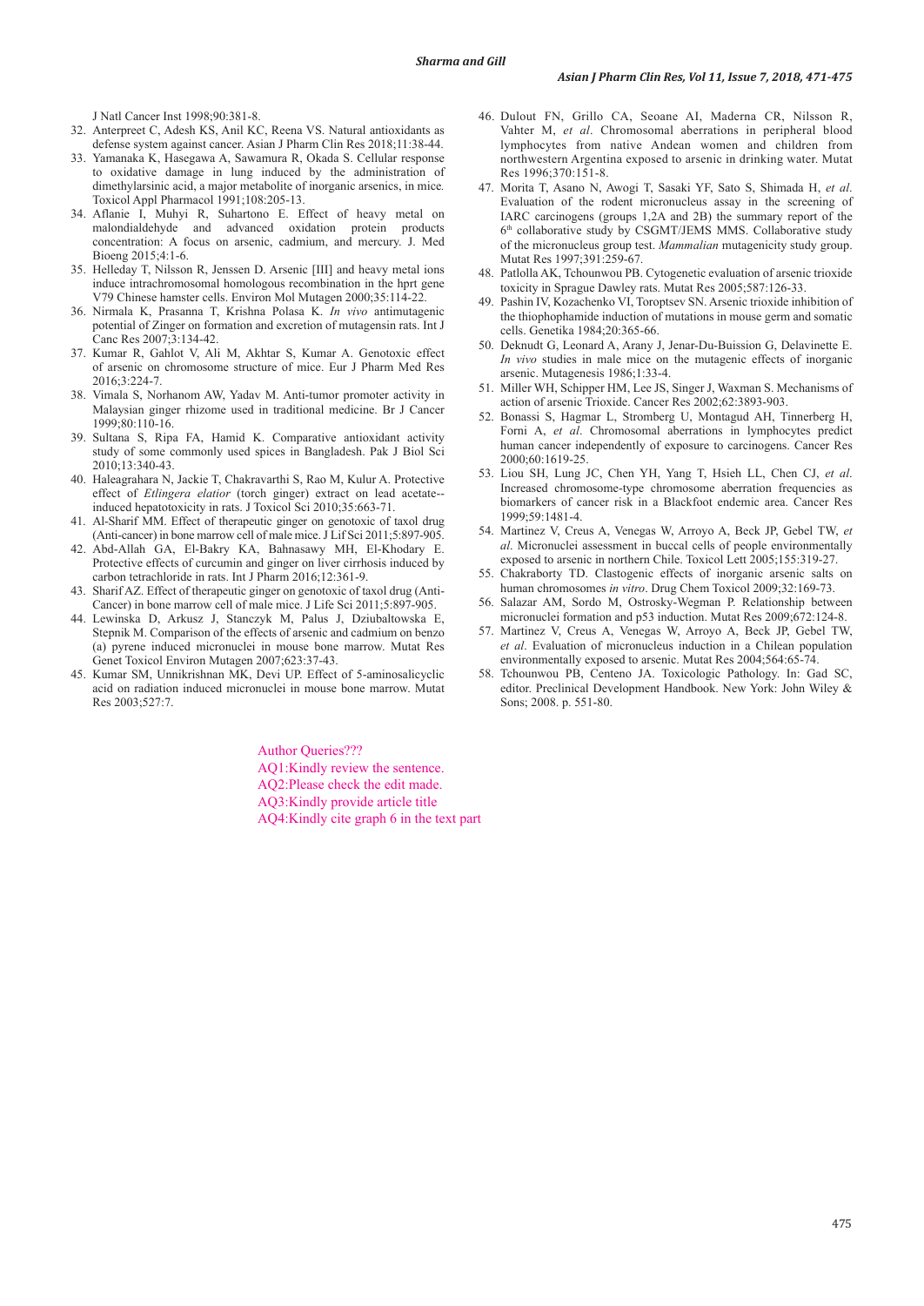J Natl Cancer Inst 1998;90:381-8.

32. Anterpreet C, Adesh KS, Anil KC, Reena VS. Natural antioxidants as defense system against cancer. Asian J Pharm Clin Res 2018;11:38-44.
33. Yamanaka K, Hasegawa A, Sawamura R, Okada S. Cellular response to oxidative damage in lung induced by the administration of dimethylarsinic acid, a major metabolite of inorganic arsenics, in mice. Toxicol Appl Pharmacol 1991;108:205-13.
34. Aflanie I, Muhyi R, Suhartono E. Effect of heavy metal on malondialdehyde and advanced oxidation protein products concentration: A focus on arsenic, cadmium, and mercury. J. Med Bioeng 2015;4:1-6.
35. Helleday T, Nilsson R, Jenssen D. Arsenic [III] and heavy metal ions induce intrachromosomal homologous recombination in the hprt gene V79 Chinese hamster cells. Environ Mol Mutagen 2000;35:114-22.
36. Nirmala K, Prasanna T, Krishna Polasa K. *In vivo* antimutagenic potential of Zinger on formation and excretion of mutagensin rats. Int J Canc Res 2007;3:134-42.
37. Kumar R, Gahlot V, Ali M, Akhtar S, Kumar A. Genotoxic effect of arsenic on chromosome structure of mice. Eur J Pharm Med Res 2016;3:224-7.
38. Vimala S, Norhanom AW, Yadav M. Anti-tumor promoter activity in Malaysian ginger rhizome used in traditional medicine. Br J Cancer 1999;80:110-16.
39. Sultana S, Ripa FA, Hamid K. Comparative antioxidant activity study of some commonly used spices in Bangladesh. Pak J Biol Sci 2010;13:340-43.
40. Haleagrahara N, Jackie T, Chakravarthi S, Rao M, Kulur A. Protective effect of *Etlingera elatior* (torch ginger) extract on lead acetate--induced hepatotoxicity in rats. J Toxicol Sci 2010;35:663-71.
41. Al-Sharif MM. Effect of therapeutic ginger on genotoxic of taxol drug (Anti-cancer) in bone marrow cell of male mice. J Lif Sci 2011;5:897-905.
42. Abd-Allah GA, El-Bakry KA, Bahnasawy MH, El-Khodary E. Protective effects of curcumin and ginger on liver cirrhosis induced by carbon tetrachloride in rats. Int J Pharm 2016;12:361-9.
43. Sharif AZ. Effect of therapeutic ginger on genotoxic of taxol drug (Anti-Cancer) in bone marrow cell of male mice. J Life Sci 2011;5:897-905.
44. Lewinska D, Arkusz J, Stanczyk M, Palus J, Dziubaltowska E, Stepnik M. Comparison of the effects of arsenic and cadmium on benzo (a) pyrene induced micronuclei in mouse bone marrow. Mutat Res Genet Toxicol Environ Mutagen 2007;623:37-43.
45. Kumar SM, Unnikrishnan MK, Devi UP. Effect of 5-aminosalicyclic acid on radiation induced micronuclei in mouse bone marrow. Mutat Res 2003;527:7.
46. Dulout FN, Grillo CA, Seoane AI, Maderna CR, Nilsson R, Vahter M, *et al*. Chromosomal aberrations in peripheral blood lymphocytes from native Andean women and children from northwestern Argentina exposed to arsenic in drinking water. Mutat Res 1996;370:151-8.
47. Morita T, Asano N, Awogi T, Sasaki YF, Sato S, Shimada H, *et al*. Evaluation of the rodent micronucleus assay in the screening of IARC carcinogens (groups 1,2A and 2B) the summary report of the 6th collaborative study by CSGMT/JEMS MMS. Collaborative study of the micronucleus group test. *Mammalian* mutagenicity study group. Mutat Res 1997;391:259-67.
48. Patlolla AK, Tchounwou PB. Cytogenetic evaluation of arsenic trioxide toxicity in Sprague Dawley rats. Mutat Res 2005;587:126-33.
49. Pashin IV, Kozachenko VI, Toroptsev SN. Arsenic trioxide inhibition of the thiophophamide induction of mutations in mouse germ and somatic cells. Genetika 1984;20:365-66.
50. Deknudt G, Leonard A, Arany J, Jenar-Du-Buission G, Delavinette E. *In vivo* studies in male mice on the mutagenic effects of inorganic arsenic. Mutagenesis 1986;1:33-4.
51. Miller WH, Schipper HM, Lee JS, Singer J, Waxman S. Mechanisms of action of arsenic Trioxide. Cancer Res 2002;62:3893-903.
52. Bonassi S, Hagmar L, Stromberg U, Montagud AH, Tinnerberg H, Forni A, *et al*. Chromosomal aberrations in lymphocytes predict human cancer independently of exposure to carcinogens. Cancer Res 2000;60:1619-25.
53. Liou SH, Lung JC, Chen YH, Yang T, Hsieh LL, Chen CJ, *et al*. Increased chromosome-type chromosome aberration frequencies as biomarkers of cancer risk in a Blackfoot endemic area. Cancer Res 1999;59:1481-4.
54. Martinez V, Creus A, Venegas W, Arroyo A, Beck JP, Gebel TW, *et al*. Micronuclei assessment in buccal cells of people environmentally exposed to arsenic in northern Chile. Toxicol Lett 2005;155:319-27.
55. Chakraborty TD. Clastogenic effects of inorganic arsenic salts on human chromosomes *in vitro*. Drug Chem Toxicol 2009;32:169-73.
56. Salazar AM, Sordo M, Ostrosky-Wegman P. Relationship between micronuclei formation and p53 induction. Mutat Res 2009;672:124-8.
57. Martinez V, Creus A, Venegas W, Arroyo A, Beck JP, Gebel TW, *et al*. Evaluation of micronucleus induction in a Chilean population environmentally exposed to arsenic. Mutat Res 2004;564:65-74.
58. Tchounwou PB, Centeno JA. Toxicologic Pathology. In: Gad SC, editor. Preclinical Development Handbook. New York: John Wiley & Sons; 2008. p. 551-80.

Author Queries???
AQ1:Kindly review the sentence.
AQ2:Please check the edit made.
AQ3:Kindly provide article title
AQ4:Kindly cite graph 6 in the text part